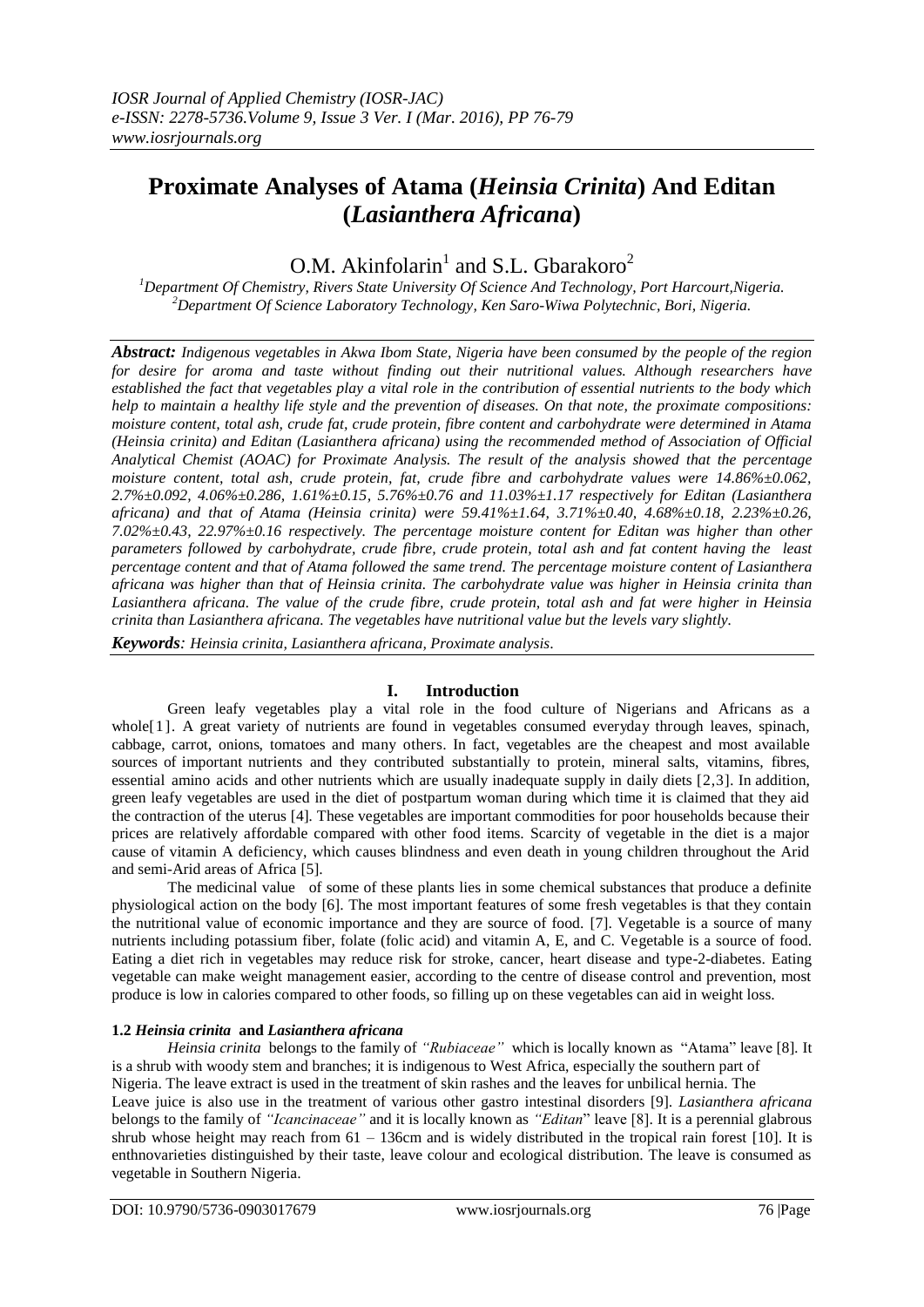# Proximate Analyses of Atama (*Heinsia Crinita*) And Editan (*Lasianthera Africana*)

O.M. Akinfolarin[1] and S.L. Gbarakoro[2]

[1]*Department Of Chemistry, Rivers State University Of Science And Technology, Port Harcourt,Nigeria.*
[2]*Department Of Science Laboratory Technology, Ken Saro-Wiwa Polytechnic, Bori, Nigeria.*

***Abstract:*** *Indigenous vegetables in Akwa Ibom State, Nigeria have been consumed by the people of the region for desire for aroma and taste without finding out their nutritional values. Although researchers have established the fact that vegetables play a vital role in the contribution of essential nutrients to the body which help to maintain a healthy life style and the prevention of diseases. On that note, the proximate compositions: moisture content, total ash, crude fat, crude protein, fibre content and carbohydrate were determined in Atama (Heinsia crinita) and Editan (Lasianthera africana) using the recommended method of Association of Official Analytical Chemist (AOAC) for Proximate Analysis. The result of the analysis showed that the percentage moisture content, total ash, crude protein, fat, crude fibre and carbohydrate values were 14.86%±0.062, 2.7%±0.092, 4.06%±0.286, 1.61%±0.15, 5.76%±0.76 and 11.03%±1.17 respectively for Editan (Lasianthera africana) and that of Atama (Heinsia crinita) were 59.41%±1.64, 3.71%±0.40, 4.68%±0.18, 2.23%±0.26, 7.02%±0.43, 22.97%±0.16 respectively. The percentage moisture content for Editan was higher than other parameters followed by carbohydrate, crude fibre, crude protein, total ash and fat content having the least percentage content and that of Atama followed the same trend. The percentage moisture content of Lasianthera africana was higher than that of Heinsia crinita. The carbohydrate value was higher in Heinsia crinita than Lasianthera africana. The value of the crude fibre, crude protein, total ash and fat were higher in Heinsia crinita than Lasianthera africana. The vegetables have nutritional value but the levels vary slightly.*

***Keywords****: Heinsia crinita, Lasianthera africana, Proximate analysis.*

## I. Introduction

Green leafy vegetables play a vital role in the food culture of Nigerians and Africans as a whole[1]. A great variety of nutrients are found in vegetables consumed everyday through leaves, spinach, cabbage, carrot, onions, tomatoes and many others. In fact, vegetables are the cheapest and most available sources of important nutrients and they contributed substantially to protein, mineral salts, vitamins, fibres, essential amino acids and other nutrients which are usually inadequate supply in daily diets [2,3]. In addition, green leafy vegetables are used in the diet of postpartum woman during which time it is claimed that they aid the contraction of the uterus [4]. These vegetables are important commodities for poor households because their prices are relatively affordable compared with other food items. Scarcity of vegetable in the diet is a major cause of vitamin A deficiency, which causes blindness and even death in young children throughout the Arid and semi-Arid areas of Africa [5].

The medicinal value of some of these plants lies in some chemical substances that produce a definite physiological action on the body [6]. The most important features of some fresh vegetables is that they contain the nutritional value of economic importance and they are source of food. [7]. Vegetable is a source of many nutrients including potassium fiber, folate (folic acid) and vitamin A, E, and C. Vegetable is a source of food. Eating a diet rich in vegetables may reduce risk for stroke, cancer, heart disease and type-2-diabetes. Eating vegetable can make weight management easier, according to the centre of disease control and prevention, most produce is low in calories compared to other foods, so filling up on these vegetables can aid in weight loss.

### 1.2 *Heinsia crinita* and *Lasianthera africana*

*Heinsia crinita* belongs to the family of *"Rubiaceae"* which is locally known as "Atama" leave [8]. It is a shrub with woody stem and branches; it is indigenous to West Africa, especially the southern part of Nigeria. The leave extract is used in the treatment of skin rashes and the leaves for unbilical hernia. The Leave juice is also use in the treatment of various other gastro intestinal disorders [9]. *Lasianthera africana* belongs to the family of *"Icancinaceae"* and it is locally known as *"Editan"* leave [8]. It is a perennial glabrous shrub whose height may reach from 61 – 136cm and is widely distributed in the tropical rain forest [10]. It is enthnovarieties distinguished by their taste, leave colour and ecological distribution. The leave is consumed as vegetable in Southern Nigeria.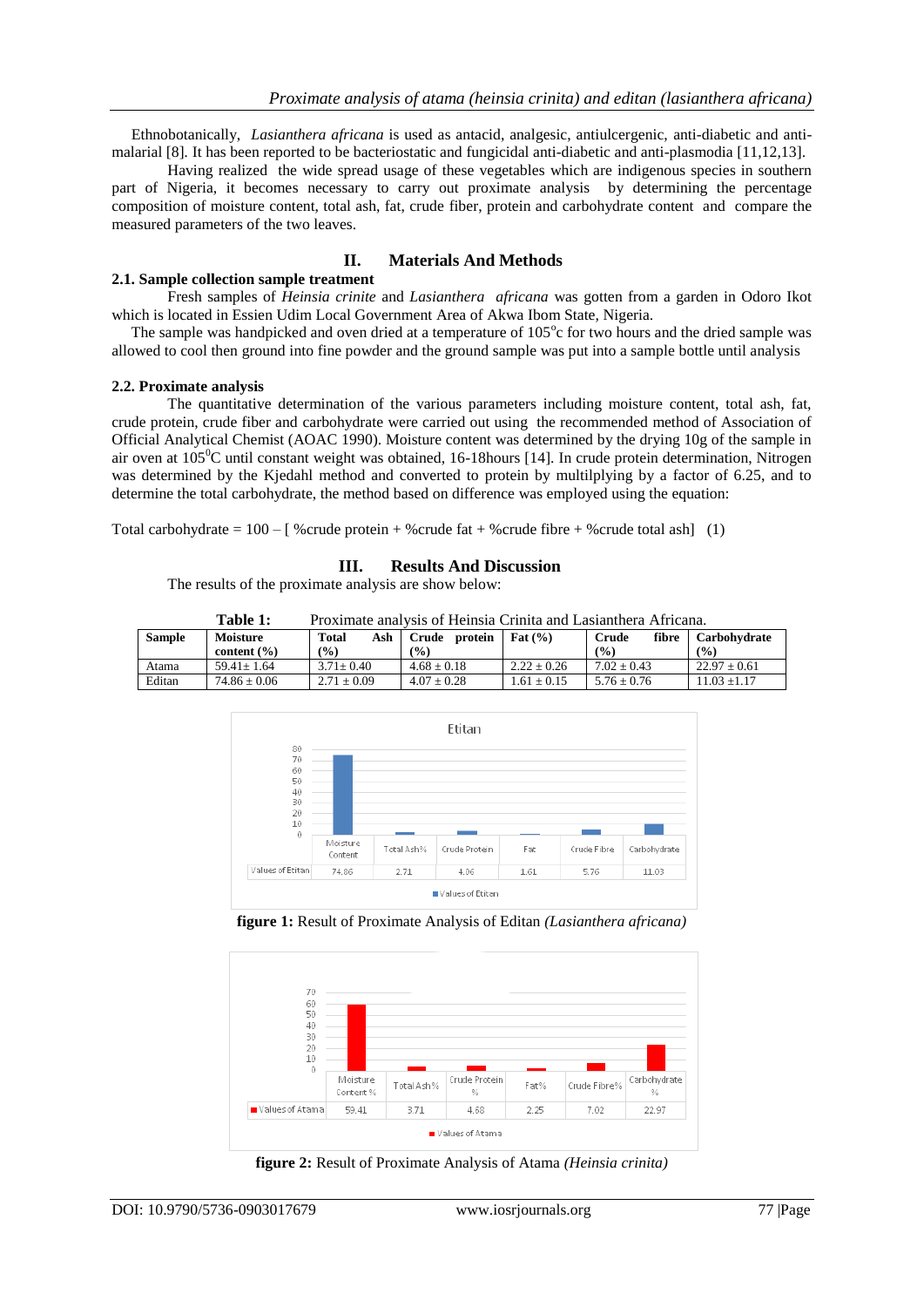Ethnobotanically, *Lasianthera africana* is used as antacid, analgesic, antiulcergenic, anti-diabetic and anti-malarial [8]. It has been reported to be bacteriostatic and fungicidal anti-diabetic and anti-plasmodia [11,12,13].

Having realized the wide spread usage of these vegetables which are indigenous species in southern part of Nigeria, it becomes necessary to carry out proximate analysis by determining the percentage composition of moisture content, total ash, fat, crude fiber, protein and carbohydrate content and compare the measured parameters of the two leaves.

## II. Materials And Methods

### 2.1. Sample collection sample treatment

Fresh samples of *Heinsia crinite* and *Lasianthera africana* was gotten from a garden in Odoro Ikot which is located in Essien Udim Local Government Area of Akwa Ibom State, Nigeria.

The sample was handpicked and oven dried at a temperature of 105$^{o}$c for two hours and the dried sample was allowed to cool then ground into fine powder and the ground sample was put into a sample bottle until analysis

### 2.2. Proximate analysis

The quantitative determination of the various parameters including moisture content, total ash, fat, crude protein, crude fiber and carbohydrate were carried out using the recommended method of Association of Official Analytical Chemist (AOAC 1990). Moisture content was determined by the drying 10g of the sample in air oven at 105$^{0}$C until constant weight was obtained, 16-18hours [14]. In crude protein determination, Nitrogen was determined by the Kjedahl method and converted to protein by multilplying by a factor of 6.25, and to determine the total carbohydrate, the method based on difference was employed using the equation:

Total carbohydrate = 100 – [ %crude protein + %crude fat + %crude fibre + %crude total ash] (1)

## III. Results And Discussion

The results of the proximate analysis are show below:

**Table 1:** Proximate analysis of Heinsia Crinita and Lasianthera Africana.

| Sample | Moisture content (%) | Total Ash (%) | Crude protein (%) | Fat (%) | Crude fibre (%) | Carbohydrate (%) |
|---|---|---|---|---|---|---|
| Atama | 59.41± 1.64 | 3.71± 0.40 | 4.68 ± 0.18 | 2.22 ± 0.26 | 7.02 ± 0.43 | 22.97 ± 0.61 |
| Editan | 74.86 ± 0.06 | 2.71 ± 0.09 | 4.07 ± 0.28 | 1.61 ± 0.15 | 5.76 ± 0.76 | 11.03 ±1.17 |

| | Moisture Content | Total Ash% | Crude Protein | Fat | Crude Fibre | Carbohydrate |
|---|---|---|---|---|---|---|
| Values of Etitan | 74.86 | 2.71 | 4.06 | 1.61 | 5.76 | 11.03 |

**figure 1:** Result of Proximate Analysis of Editan *(Lasianthera africana)*

| | Moisture Content % | Total Ash% | Crude Protein % | Fat% | Crude Fibre% | Carbohydrate % |
|---|---|---|---|---|---|---|
| Values of Atama | 59.41 | 3.71 | 4.68 | 2.25 | 7.02 | 22.97 |

**figure 2:** Result of Proximate Analysis of Atama *(Heinsia crinita)*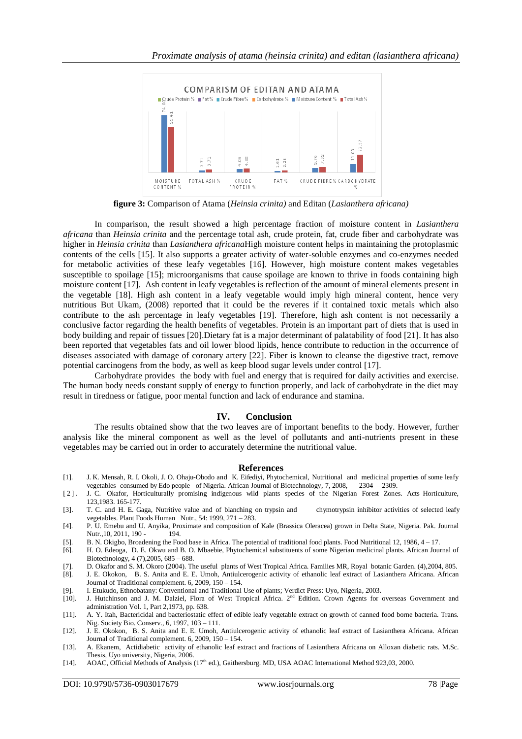**figure 3:** Comparison of Atama (*Heinsia crinita)* and Editan (*Lasianthera africana)*

In comparison, the result showed a high percentage fraction of moisture content in *Lasianthera africana* than *Heinsia crinita* and the percentage total ash, crude protein, fat, crude fiber and carbohydrate was higher in *Heinsia crinita* than *Lasianthera africana*High moisture content helps in maintaining the protoplasmic contents of the cells [15]. It also supports a greater activity of water-soluble enzymes and co-enzymes needed for metabolic activities of these leafy vegetables [16]. However, high moisture content makes vegetables susceptible to spoilage [15]; microorganisms that cause spoilage are known to thrive in foods containing high moisture content [17]. Ash content in leafy vegetables is reflection of the amount of mineral elements present in the vegetable [18]. High ash content in a leafy vegetable would imply high mineral content, hence very nutritious But Ukam, (2008) reported that it could be the reveres if it contained toxic metals which also contribute to the ash percentage in leafy vegetables [19]. Therefore, high ash content is not necessarily a conclusive factor regarding the health benefits of vegetables. Protein is an important part of diets that is used in body building and repair of tissues [20].Dietary fat is a major determinant of palatability of food [21]. It has also been reported that vegetables fats and oil lower blood lipids, hence contribute to reduction in the occurrence of diseases associated with damage of coronary artery [22]. Fiber is known to cleanse the digestive tract, remove potential carcinogens from the body, as well as keep blood sugar levels under control [17].

Carbohydrate provides the body with fuel and energy that is required for daily activities and exercise. The human body needs constant supply of energy to function properly, and lack of carbohydrate in the diet may result in tiredness or fatigue, poor mental function and lack of endurance and stamina.

## IV. Conclusion

The results obtained show that the two leaves are of important benefits to the body. However, further analysis like the mineral component as well as the level of pollutants and anti-nutrients present in these vegetables may be carried out in order to accurately determine the nutritional value.

## References

[1]. J. K. Mensah, R. I. Okoli, J. O. Ohaju-Obodo and K. Eifediyi, Phytochemical, Nutritional and medicinal properties of some leafy vegetables consumed by Edo people of Nigeria. African Journal of Biotechnology, 7, 2008, 2304 – 2309.

[2]. J. C. Okafor, Horticulturally promising indigenous wild plants species of the Nigerian Forest Zones. Acts Horticulture, 123,1983. 165-177.

[3]. T. C. and H. E. Gaga, Nutritive value and of blanching on trypsin and chymotrypsin inhibitor activities of selected leafy vegetables. Plant Foods Human Nutr., 54: 1999, 271 – 283.

[4]. P. U. Emebu and U. Anyika, Proximate and composition of Kale (Brassica Oleracea) grown in Delta State, Nigeria. Pak. Journal Nutr.,10, 2011, 190 - 194.

[5]. B. N. Okigbo, Broadening the Food base in Africa. The potential of traditional food plants. Food Nutritional 12, 1986, 4 – 17.

[6]. H. O. Edeoga, D. E. Okwu and B. O. Mbaebie, Phytochemical substituents of some Nigerian medicinal plants. African Journal of Biotechnology, 4 (7),2005, 685 – 688.

[7]. D. Okafor and S. M. Okoro (2004). The useful plants of West Tropical Africa. Families MR, Royal botanic Garden. (4),2004, 805.

[8]. J. E. Okokon, B. S. Anita and E. E. Umoh, Antiulcerogenic activity of ethanolic leaf extract of Lasianthera Africana. African Journal of Traditional complement. 6, 2009, 150 – 154.

[9]. I. Etukudo, Ethnobatany: Conventional and Traditional Use of plants; Verdict Press: Uyo, Nigeria, 2003.

[10]. J. Hutchinson and J. M. Dalziel, Flora of West Tropical Africa. 2nd Edition. Crown Agents for overseas Government and administration Vol. 1, Part 2,1973, pp. 638.

[11]. A. Y. Itah, Bactericidal and bacteriostatic effect of edible leafy vegetable extract on growth of canned food borne bacteria. Trans. Nig. Society Bio. Conserv., 6, 1997, 103 – 111.

[12]. J. E. Okokon, B. S. Anita and E. E. Umoh, Antiulcerogenic activity of ethanolic leaf extract of Lasianthera Africana. African Journal of Traditional complement. 6, 2009, 150 – 154.

[13]. A. Ekanem, Actidiabetic activity of ethanolic leaf extract and fractions of Lasianthera Africana on Alloxan diabetic rats. M.Sc. Thesis, Uyo university, Nigeria, 2006.

[14]. AOAC, Official Methods of Analysis (17th ed.), Gaithersburg. MD, USA AOAC International Method 923,03, 2000.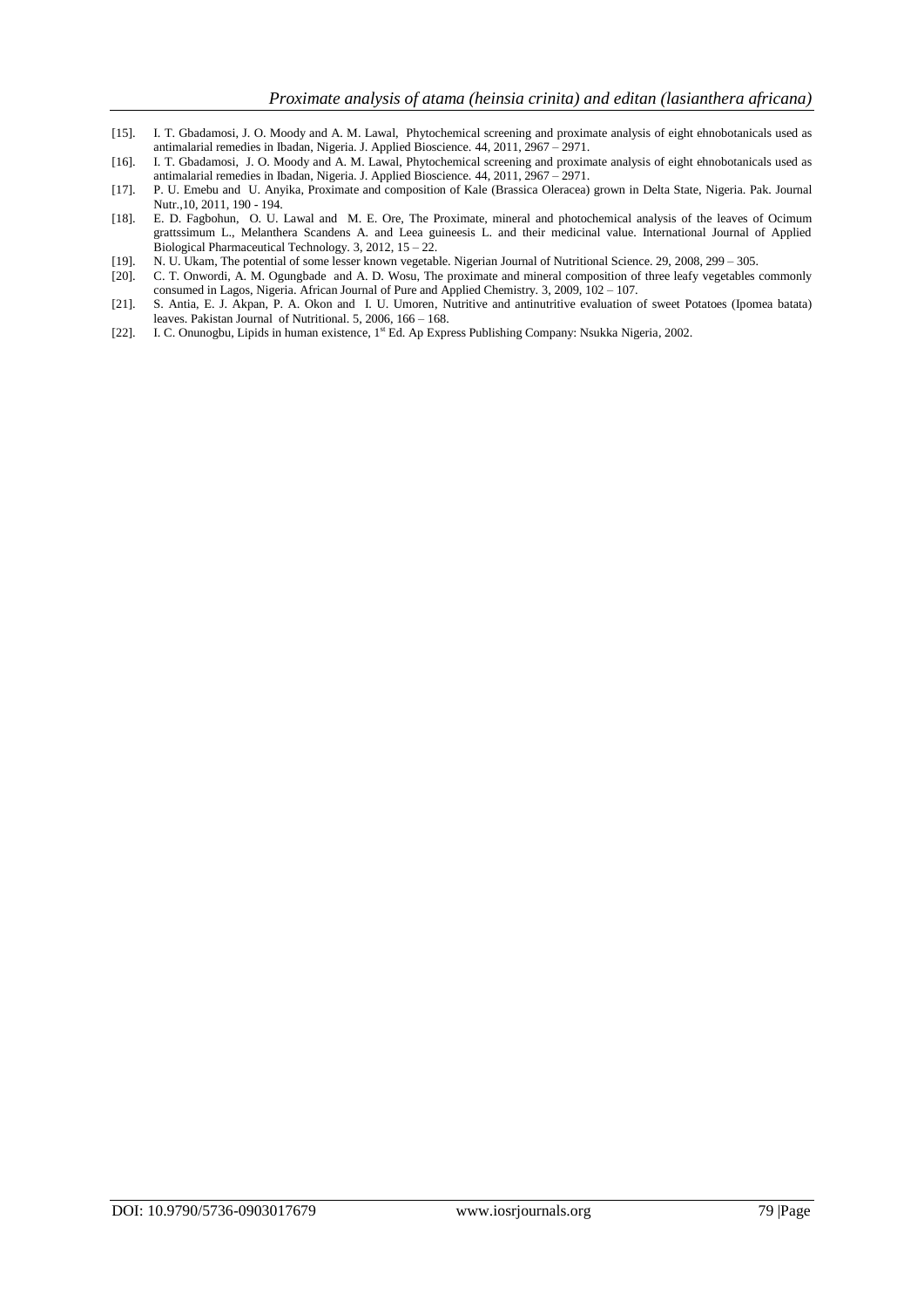[15]. I. T. Gbadamosi, J. O. Moody and A. M. Lawal, Phytochemical screening and proximate analysis of eight ehnobotanicals used as antimalarial remedies in Ibadan, Nigeria. J. Applied Bioscience. 44, 2011, 2967 – 2971.

[16]. I. T. Gbadamosi, J. O. Moody and A. M. Lawal, Phytochemical screening and proximate analysis of eight ehnobotanicals used as antimalarial remedies in Ibadan, Nigeria. J. Applied Bioscience. 44, 2011, 2967 – 2971.

[17]. P. U. Emebu and U. Anyika, Proximate and composition of Kale (Brassica Oleracea) grown in Delta State, Nigeria. Pak. Journal Nutr.,10, 2011, 190 - 194.

[18]. E. D. Fagbohun, O. U. Lawal and M. E. Ore, The Proximate, mineral and photochemical analysis of the leaves of Ocimum grattssimum L., Melanthera Scandens A. and Leea guineesis L. and their medicinal value. International Journal of Applied Biological Pharmaceutical Technology. 3, 2012, 15 – 22.

[19]. N. U. Ukam, The potential of some lesser known vegetable. Nigerian Journal of Nutritional Science. 29, 2008, 299 – 305.

[20]. C. T. Onwordi, A. M. Ogungbade and A. D. Wosu, The proximate and mineral composition of three leafy vegetables commonly consumed in Lagos, Nigeria. African Journal of Pure and Applied Chemistry. 3, 2009, 102 – 107.

[21]. S. Antia, E. J. Akpan, P. A. Okon and I. U. Umoren, Nutritive and antinutritive evaluation of sweet Potatoes (Ipomea batata) leaves. Pakistan Journal of Nutritional. 5, 2006, 166 – 168.

[22]. I. C. Onunogbu, Lipids in human existence, 1st Ed. Ap Express Publishing Company: Nsukka Nigeria, 2002.